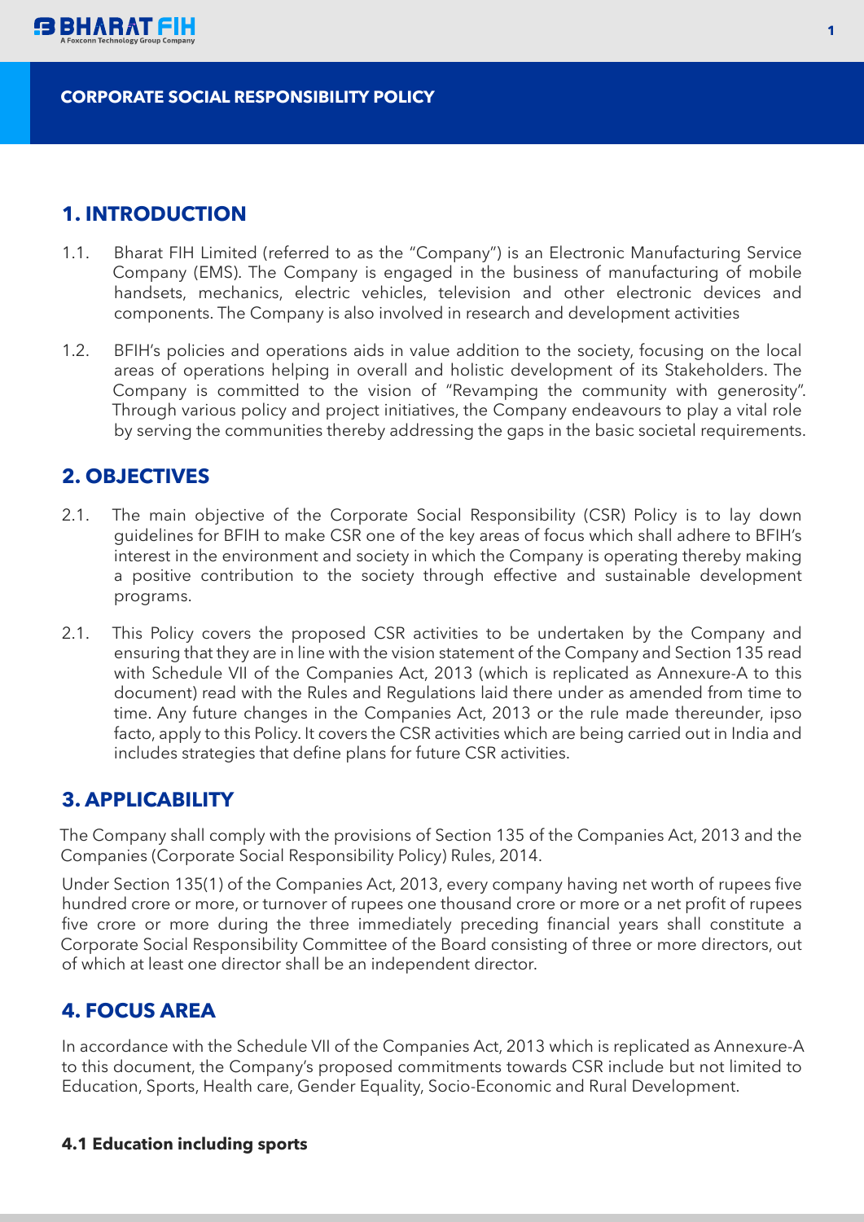# CORPORATE SOCIAL RESPONSIBILITY POLICY

## 1. INTRODUCTION

1.1. Bharat FIH Limited (referred to as the "Company") is an Electronic Manufacturing Service Company (EMS). The Company is engaged in the business of manufacturing of mobile handsets, mechanics, electric vehicles, television and other electronic devices and components. The Company is also involved in research and development activities

1.2. BFIH's policies and operations aids in value addition to the society, focusing on the local areas of operations helping in overall and holistic development of its Stakeholders. The Company is committed to the vision of "Revamping the community with generosity". Through various policy and project initiatives, the Company endeavours to play a vital role by serving the communities thereby addressing the gaps in the basic societal requirements.

## 2. OBJECTIVES

2.1. The main objective of the Corporate Social Responsibility (CSR) Policy is to lay down guidelines for BFIH to make CSR one of the key areas of focus which shall adhere to BFIH's interest in the environment and society in which the Company is operating thereby making a positive contribution to the society through effective and sustainable development programs.

2.1. This Policy covers the proposed CSR activities to be undertaken by the Company and ensuring that they are in line with the vision statement of the Company and Section 135 read with Schedule VII of the Companies Act, 2013 (which is replicated as Annexure-A to this document) read with the Rules and Regulations laid there under as amended from time to time. Any future changes in the Companies Act, 2013 or the rule made thereunder, ipso facto, apply to this Policy. It covers the CSR activities which are being carried out in India and includes strategies that define plans for future CSR activities.

## 3. APPLICABILITY

The Company shall comply with the provisions of Section 135 of the Companies Act, 2013 and the Companies (Corporate Social Responsibility Policy) Rules, 2014.

Under Section 135(1) of the Companies Act, 2013, every company having net worth of rupees five hundred crore or more, or turnover of rupees one thousand crore or more or a net profit of rupees five crore or more during the three immediately preceding financial years shall constitute a Corporate Social Responsibility Committee of the Board consisting of three or more directors, out of which at least one director shall be an independent director.

## 4. FOCUS AREA

In accordance with the Schedule VII of the Companies Act, 2013 which is replicated as Annexure-A to this document, the Company's proposed commitments towards CSR include but not limited to Education, Sports, Health care, Gender Equality, Socio-Economic and Rural Development.

### 4.1 Education including sports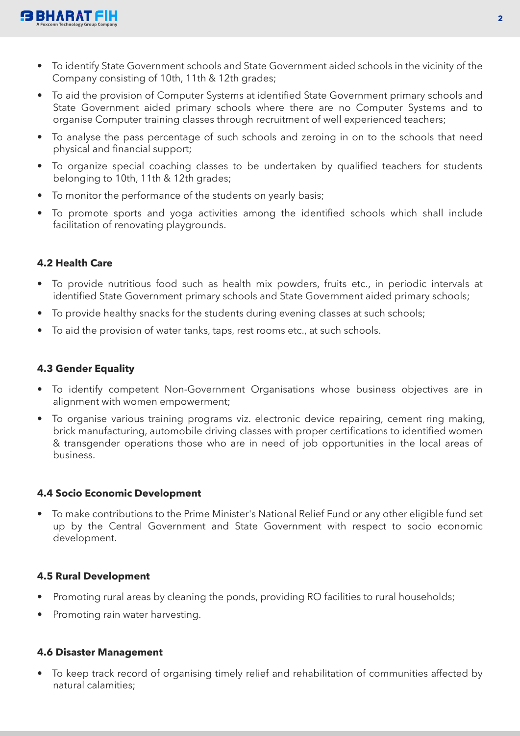- To identify State Government schools and State Government aided schools in the vicinity of the Company consisting of 10th, 11th & 12th grades;
- To aid the provision of Computer Systems at identified State Government primary schools and State Government aided primary schools where there are no Computer Systems and to organise Computer training classes through recruitment of well experienced teachers;
- To analyse the pass percentage of such schools and zeroing in on to the schools that need physical and financial support;
- To organize special coaching classes to be undertaken by qualified teachers for students belonging to 10th, 11th & 12th grades;
- To monitor the performance of the students on yearly basis;
- To promote sports and yoga activities among the identified schools which shall include facilitation of renovating playgrounds.

#### 4.2 Health Care

- To provide nutritious food such as health mix powders, fruits etc., in periodic intervals at identified State Government primary schools and State Government aided primary schools;
- To provide healthy snacks for the students during evening classes at such schools;
- To aid the provision of water tanks, taps, rest rooms etc., at such schools.

#### 4.3 Gender Equality

- To identify competent Non-Government Organisations whose business objectives are in alignment with women empowerment;
- To organise various training programs viz. electronic device repairing, cement ring making, brick manufacturing, automobile driving classes with proper certifications to identified women & transgender operations those who are in need of job opportunities in the local areas of business.

#### 4.4 Socio Economic Development

- To make contributions to the Prime Minister's National Relief Fund or any other eligible fund set up by the Central Government and State Government with respect to socio economic development.

#### 4.5 Rural Development

- Promoting rural areas by cleaning the ponds, providing RO facilities to rural households;
- Promoting rain water harvesting.

#### 4.6 Disaster Management

- To keep track record of organising timely relief and rehabilitation of communities affected by natural calamities;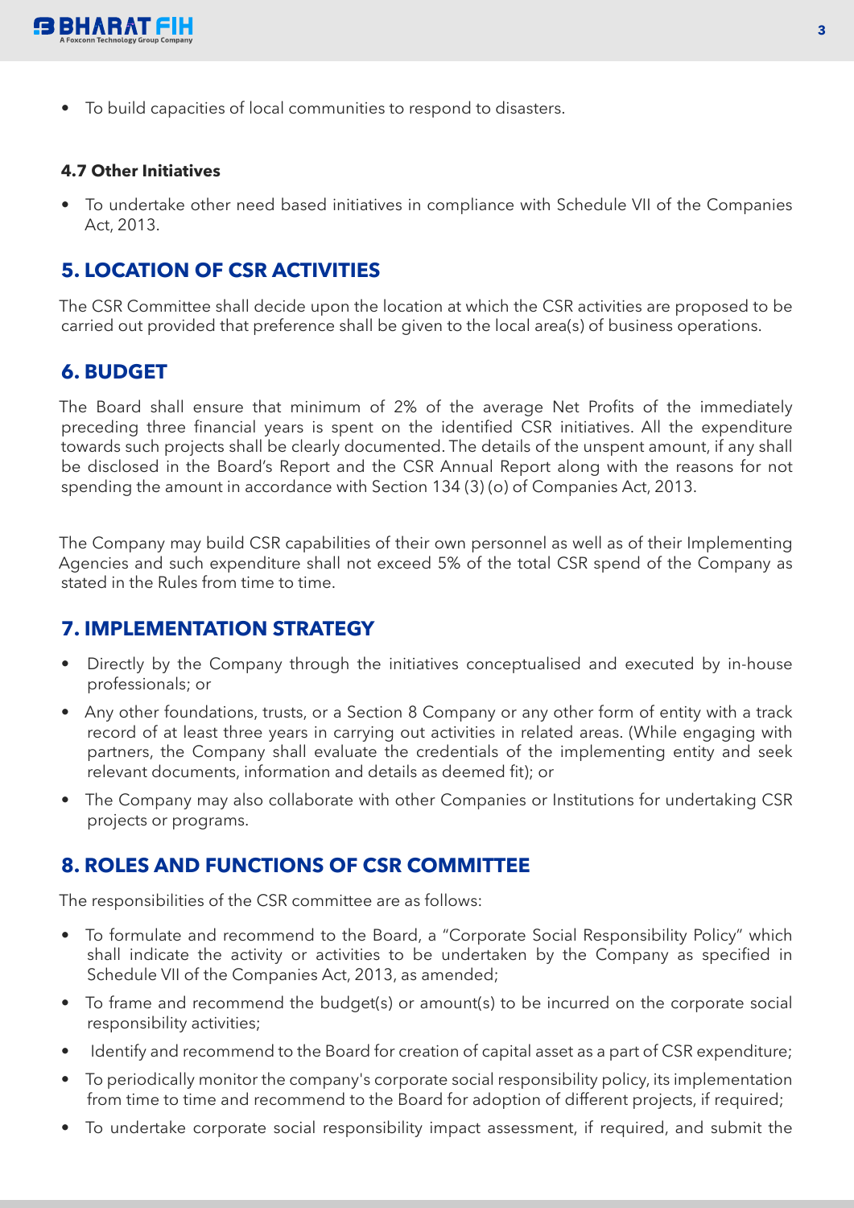- To build capacities of local communities to respond to disasters.

**4.7 Other Initiatives**

- To undertake other need based initiatives in compliance with Schedule VII of the Companies Act, 2013.

## 5. LOCATION OF CSR ACTIVITIES

The CSR Committee shall decide upon the location at which the CSR activities are proposed to be carried out provided that preference shall be given to the local area(s) of business operations.

## 6. BUDGET

The Board shall ensure that minimum of 2% of the average Net Profits of the immediately preceding three financial years is spent on the identified CSR initiatives. All the expenditure towards such projects shall be clearly documented. The details of the unspent amount, if any shall be disclosed in the Board's Report and the CSR Annual Report along with the reasons for not spending the amount in accordance with Section 134 (3) (o) of Companies Act, 2013.

The Company may build CSR capabilities of their own personnel as well as of their Implementing Agencies and such expenditure shall not exceed 5% of the total CSR spend of the Company as stated in the Rules from time to time.

## 7. IMPLEMENTATION STRATEGY

- Directly by the Company through the initiatives conceptualised and executed by in-house professionals; or
- Any other foundations, trusts, or a Section 8 Company or any other form of entity with a track record of at least three years in carrying out activities in related areas. (While engaging with partners, the Company shall evaluate the credentials of the implementing entity and seek relevant documents, information and details as deemed fit); or
- The Company may also collaborate with other Companies or Institutions for undertaking CSR projects or programs.

## 8. ROLES AND FUNCTIONS OF CSR COMMITTEE

The responsibilities of the CSR committee are as follows:

- To formulate and recommend to the Board, a "Corporate Social Responsibility Policy" which shall indicate the activity or activities to be undertaken by the Company as specified in Schedule VII of the Companies Act, 2013, as amended;
- To frame and recommend the budget(s) or amount(s) to be incurred on the corporate social responsibility activities;
- Identify and recommend to the Board for creation of capital asset as a part of CSR expenditure;
- To periodically monitor the company's corporate social responsibility policy, its implementation from time to time and recommend to the Board for adoption of different projects, if required;
- To undertake corporate social responsibility impact assessment, if required, and submit the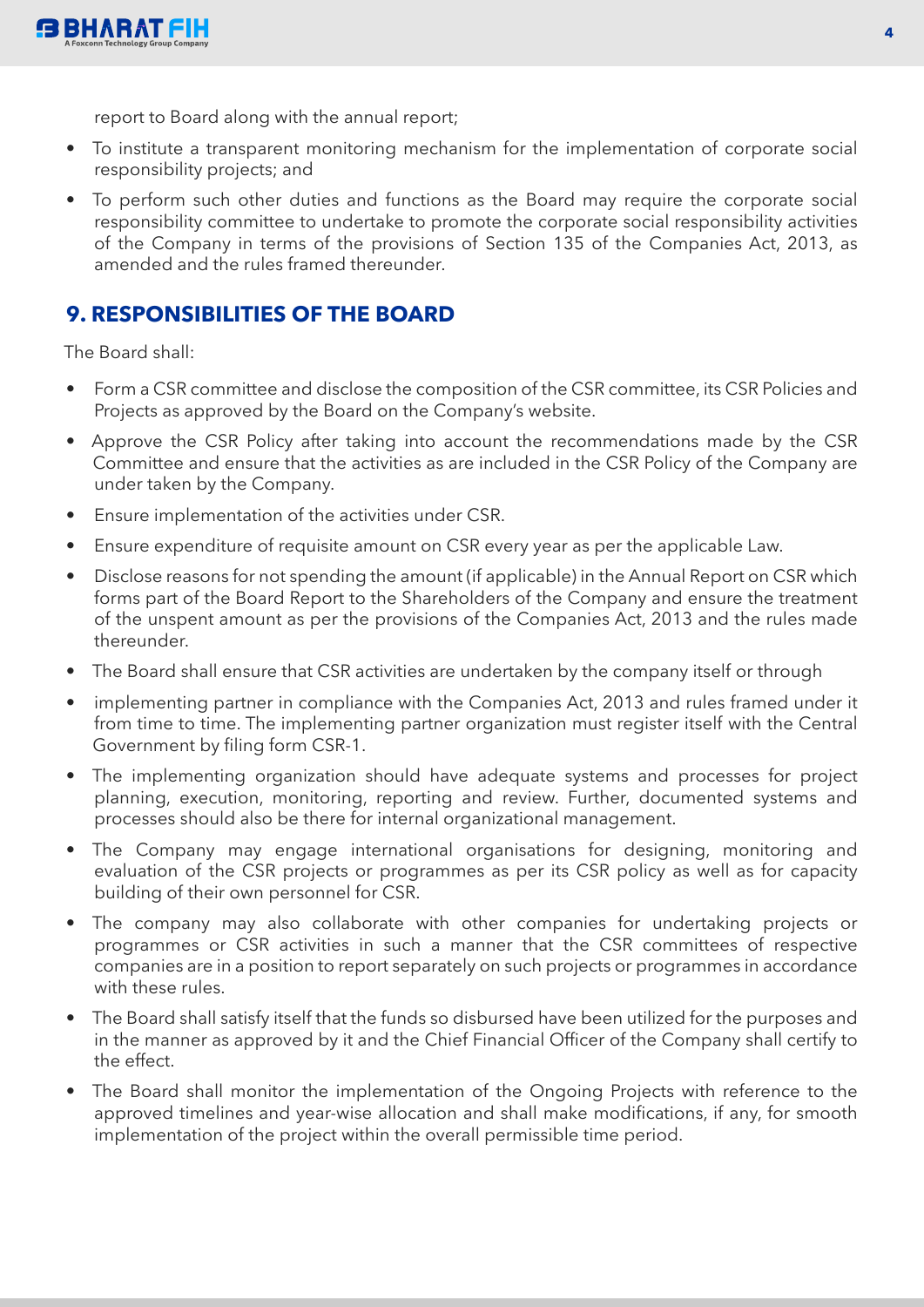report to Board along with the annual report;

- To institute a transparent monitoring mechanism for the implementation of corporate social responsibility projects; and
- To perform such other duties and functions as the Board may require the corporate social responsibility committee to undertake to promote the corporate social responsibility activities of the Company in terms of the provisions of Section 135 of the Companies Act, 2013, as amended and the rules framed thereunder.

## 9. RESPONSIBILITIES OF THE BOARD

The Board shall:

- Form a CSR committee and disclose the composition of the CSR committee, its CSR Policies and Projects as approved by the Board on the Company's website.
- Approve the CSR Policy after taking into account the recommendations made by the CSR Committee and ensure that the activities as are included in the CSR Policy of the Company are under taken by the Company.
- Ensure implementation of the activities under CSR.
- Ensure expenditure of requisite amount on CSR every year as per the applicable Law.
- Disclose reasons for not spending the amount (if applicable) in the Annual Report on CSR which forms part of the Board Report to the Shareholders of the Company and ensure the treatment of the unspent amount as per the provisions of the Companies Act, 2013 and the rules made thereunder.
- The Board shall ensure that CSR activities are undertaken by the company itself or through
- implementing partner in compliance with the Companies Act, 2013 and rules framed under it from time to time. The implementing partner organization must register itself with the Central Government by filing form CSR-1.
- The implementing organization should have adequate systems and processes for project planning, execution, monitoring, reporting and review. Further, documented systems and processes should also be there for internal organizational management.
- The Company may engage international organisations for designing, monitoring and evaluation of the CSR projects or programmes as per its CSR policy as well as for capacity building of their own personnel for CSR.
- The company may also collaborate with other companies for undertaking projects or programmes or CSR activities in such a manner that the CSR committees of respective companies are in a position to report separately on such projects or programmes in accordance with these rules.
- The Board shall satisfy itself that the funds so disbursed have been utilized for the purposes and in the manner as approved by it and the Chief Financial Officer of the Company shall certify to the effect.
- The Board shall monitor the implementation of the Ongoing Projects with reference to the approved timelines and year-wise allocation and shall make modifications, if any, for smooth implementation of the project within the overall permissible time period.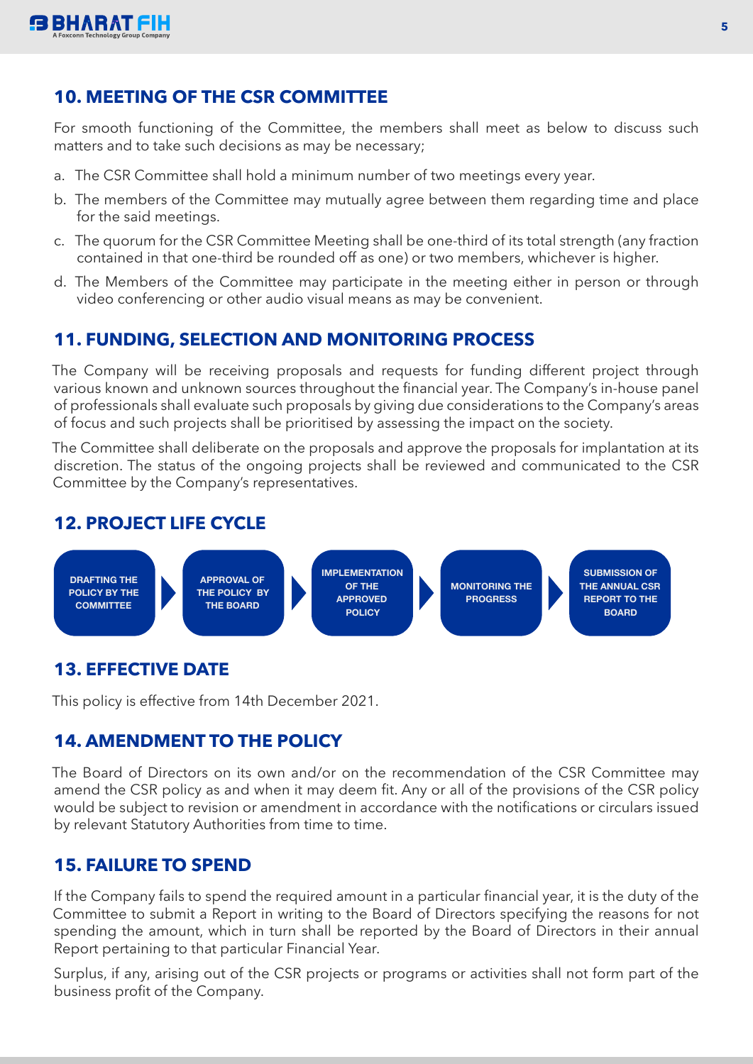## 10. MEETING OF THE CSR COMMITTEE

For smooth functioning of the Committee, the members shall meet as below to discuss such matters and to take such decisions as may be necessary;

a. The CSR Committee shall hold a minimum number of two meetings every year.

b. The members of the Committee may mutually agree between them regarding time and place for the said meetings.

c. The quorum for the CSR Committee Meeting shall be one-third of its total strength (any fraction contained in that one-third be rounded off as one) or two members, whichever is higher.

d. The Members of the Committee may participate in the meeting either in person or through video conferencing or other audio visual means as may be convenient.

## 11. FUNDING, SELECTION AND MONITORING PROCESS

The Company will be receiving proposals and requests for funding different project through various known and unknown sources throughout the financial year. The Company's in-house panel of professionals shall evaluate such proposals by giving due considerations to the Company's areas of focus and such projects shall be prioritised by assessing the impact on the society.

The Committee shall deliberate on the proposals and approve the proposals for implantation at its discretion. The status of the ongoing projects shall be reviewed and communicated to the CSR Committee by the Company's representatives.

## 12. PROJECT LIFE CYCLE

**DRAFTING THE POLICY BY THE COMMITTEE** → **APPROVAL OF THE POLICY BY THE BOARD** → **IMPLEMENTATION OF THE APPROVED POLICY** → **MONITORING THE PROGRESS** → **SUBMISSION OF THE ANNUAL CSR REPORT TO THE BOARD**

## 13. EFFECTIVE DATE

This policy is effective from 14th December 2021.

## 14. AMENDMENT TO THE POLICY

The Board of Directors on its own and/or on the recommendation of the CSR Committee may amend the CSR policy as and when it may deem fit. Any or all of the provisions of the CSR policy would be subject to revision or amendment in accordance with the notifications or circulars issued by relevant Statutory Authorities from time to time.

## 15. FAILURE TO SPEND

If the Company fails to spend the required amount in a particular financial year, it is the duty of the Committee to submit a Report in writing to the Board of Directors specifying the reasons for not spending the amount, which in turn shall be reported by the Board of Directors in their annual Report pertaining to that particular Financial Year.

Surplus, if any, arising out of the CSR projects or programs or activities shall not form part of the business profit of the Company.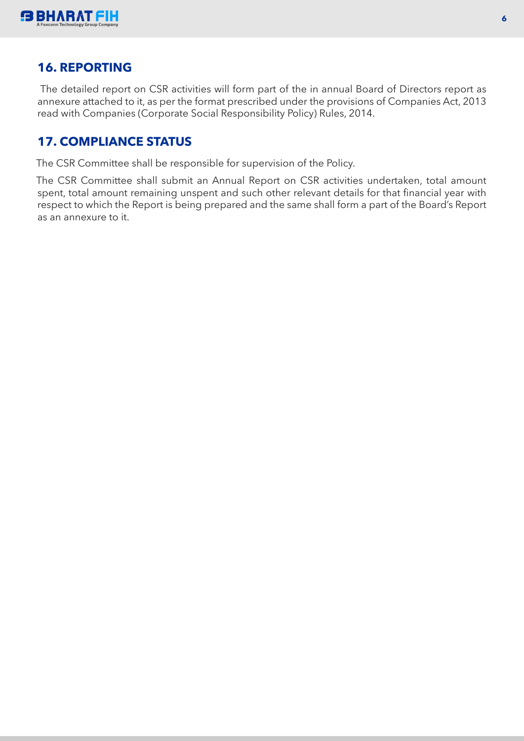## 16. REPORTING

The detailed report on CSR activities will form part of the in annual Board of Directors report as annexure attached to it, as per the format prescribed under the provisions of Companies Act, 2013 read with Companies (Corporate Social Responsibility Policy) Rules, 2014.

## 17. COMPLIANCE STATUS

The CSR Committee shall be responsible for supervision of the Policy.

The CSR Committee shall submit an Annual Report on CSR activities undertaken, total amount spent, total amount remaining unspent and such other relevant details for that financial year with respect to which the Report is being prepared and the same shall form a part of the Board's Report as an annexure to it.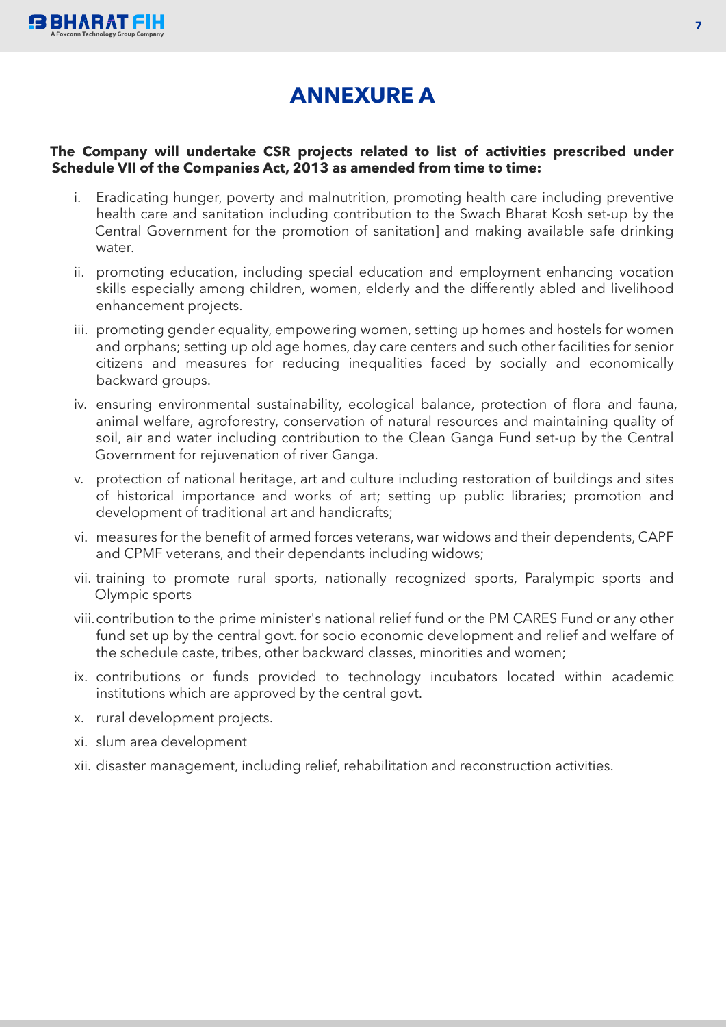# ANNEXURE A

**The Company will undertake CSR projects related to list of activities prescribed under Schedule VII of the Companies Act, 2013 as amended from time to time:**

i. Eradicating hunger, poverty and malnutrition, promoting health care including preventive health care and sanitation including contribution to the Swach Bharat Kosh set-up by the Central Government for the promotion of sanitation] and making available safe drinking water.

ii. promoting education, including special education and employment enhancing vocation skills especially among children, women, elderly and the differently abled and livelihood enhancement projects.

iii. promoting gender equality, empowering women, setting up homes and hostels for women and orphans; setting up old age homes, day care centers and such other facilities for senior citizens and measures for reducing inequalities faced by socially and economically backward groups.

iv. ensuring environmental sustainability, ecological balance, protection of flora and fauna, animal welfare, agroforestry, conservation of natural resources and maintaining quality of soil, air and water including contribution to the Clean Ganga Fund set-up by the Central Government for rejuvenation of river Ganga.

v. protection of national heritage, art and culture including restoration of buildings and sites of historical importance and works of art; setting up public libraries; promotion and development of traditional art and handicrafts;

vi. measures for the benefit of armed forces veterans, war widows and their dependents, CAPF and CPMF veterans, and their dependants including widows;

vii. training to promote rural sports, nationally recognized sports, Paralympic sports and Olympic sports

viii. contribution to the prime minister's national relief fund or the PM CARES Fund or any other fund set up by the central govt. for socio economic development and relief and welfare of the schedule caste, tribes, other backward classes, minorities and women;

ix. contributions or funds provided to technology incubators located within academic institutions which are approved by the central govt.

x. rural development projects.

xi. slum area development

xii. disaster management, including relief, rehabilitation and reconstruction activities.